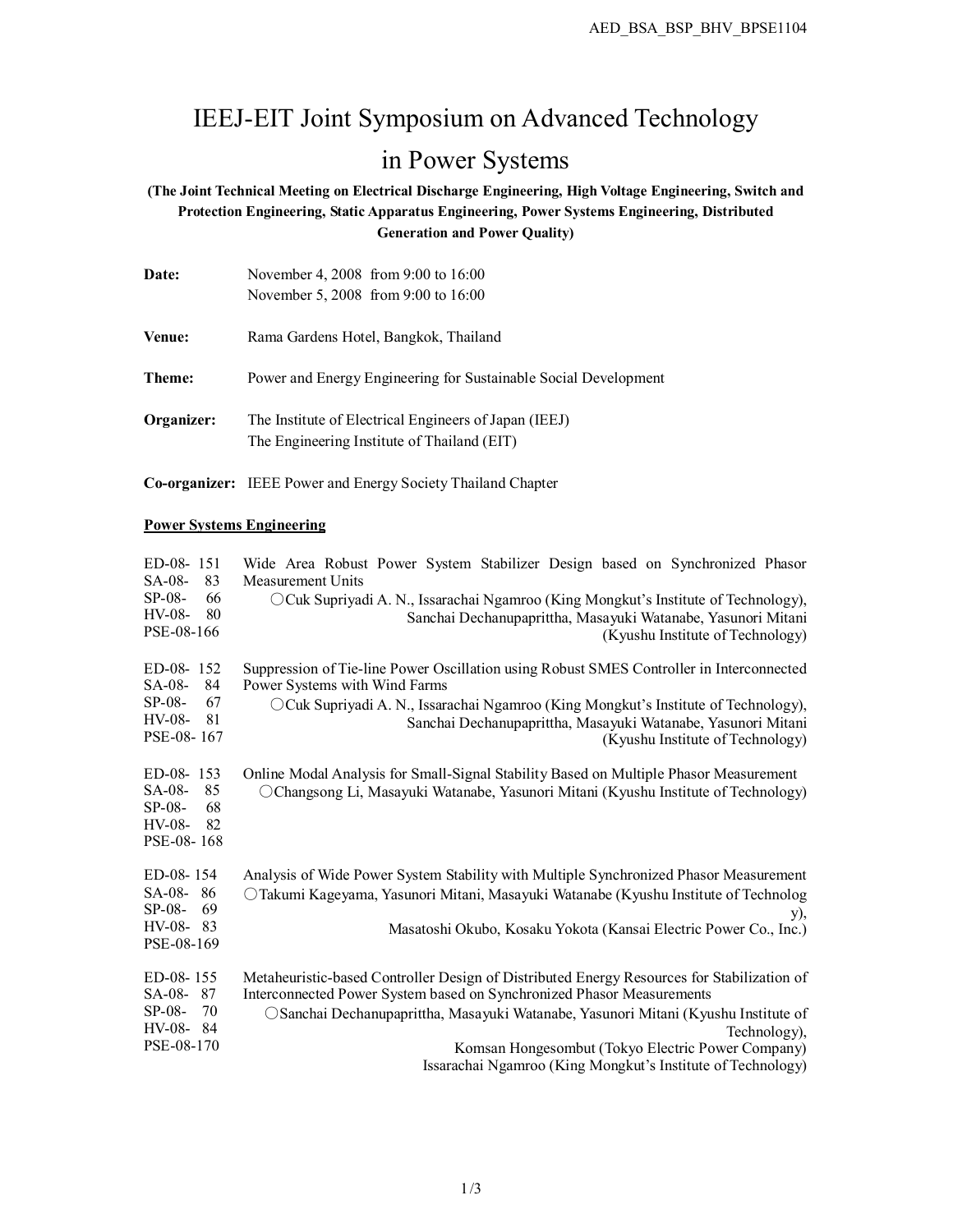// IEEJ-EIT Joint Symposium on Advanced Technology in Power Systems

**(The Joint Technical Meeting on Electrical Discharge Engineering, High Voltage Engineering, Switch and Protection Engineering, Static Apparatus Engineering, Power Systems Engineering, Distributed Generation and Power Quality)**

**Date:** November 4, 2008 from 9:00 to 16:00
November 5, 2008 from 9:00 to 16:00

**Venue:** Rama Gardens Hotel, Bangkok, Thailand

**Theme:** Power and Energy Engineering for Sustainable Social Development

**Organizer:** The Institute of Electrical Engineers of Japan (IEEJ)
The Engineering Institute of Thailand (EIT)

**Co-organizer:** IEEE Power and Energy Society Thailand Chapter

## Power Systems Engineering

ED-08-151
SA-08-83
SP-08-66
HV-08-80
PSE-08-166

Wide Area Robust Power System Stabilizer Design based on Synchronized Phasor Measurement Units
○Cuk Supriyadi A. N., Issarachai Ngamroo (King Mongkut's Institute of Technology), Sanchai Dechanupaprittha, Masayuki Watanabe, Yasunori Mitani (Kyushu Institute of Technology)

ED-08-152
SA-08-84
SP-08-67
HV-08-81
PSE-08-167

Suppression of Tie-line Power Oscillation using Robust SMES Controller in Interconnected Power Systems with Wind Farms
○Cuk Supriyadi A. N., Issarachai Ngamroo (King Mongkut's Institute of Technology), Sanchai Dechanupaprittha, Masayuki Watanabe, Yasunori Mitani (Kyushu Institute of Technology)

ED-08-153
SA-08-85
SP-08-68
HV-08-82
PSE-08-168

Online Modal Analysis for Small-Signal Stability Based on Multiple Phasor Measurement
○Changsong Li, Masayuki Watanabe, Yasunori Mitani (Kyushu Institute of Technology)

ED-08-154
SA-08-86
SP-08-69
HV-08-83
PSE-08-169

Analysis of Wide Power System Stability with Multiple Synchronized Phasor Measurement
○Takumi Kageyama, Yasunori Mitani, Masayuki Watanabe (Kyushu Institute of Technology), Masatoshi Okubo, Kosaku Yokota (Kansai Electric Power Co., Inc.)

ED-08-155
SA-08-87
SP-08-70
HV-08-84
PSE-08-170

Metaheuristic-based Controller Design of Distributed Energy Resources for Stabilization of Interconnected Power System based on Synchronized Phasor Measurements
○Sanchai Dechanupaprittha, Masayuki Watanabe, Yasunori Mitani (Kyushu Institute of Technology), Komsan Hongesombut (Tokyo Electric Power Company) Issarachai Ngamroo (King Mongkut's Institute of Technology)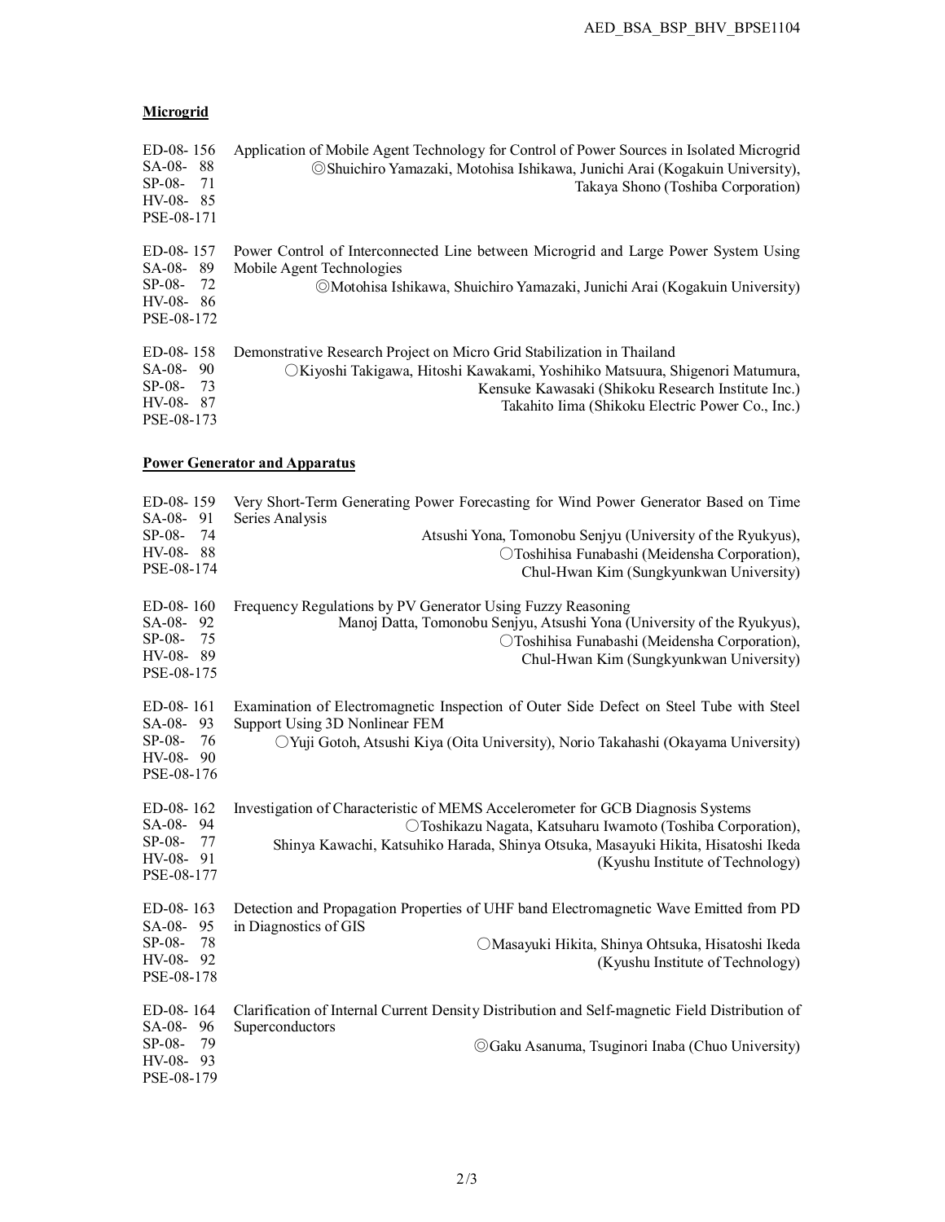**Microgrid**

ED-08- 156
SA-08- 88
SP-08- 71
HV-08- 85
PSE-08-171

Application of Mobile Agent Technology for Control of Power Sources in Isolated Microgrid
◎Shuichiro Yamazaki, Motohisa Ishikawa, Junichi Arai (Kogakuin University),
Takaya Shono (Toshiba Corporation)

ED-08- 157
SA-08- 89
SP-08- 72
HV-08- 86
PSE-08-172

Power Control of Interconnected Line between Microgrid and Large Power System Using Mobile Agent Technologies
◎Motohisa Ishikawa, Shuichiro Yamazaki, Junichi Arai (Kogakuin University)

ED-08- 158
SA-08- 90
SP-08- 73
HV-08- 87
PSE-08-173

Demonstrative Research Project on Micro Grid Stabilization in Thailand
○Kiyoshi Takigawa, Hitoshi Kawakami, Yoshihiko Matsuura, Shigenori Matumura,
Kensuke Kawasaki (Shikoku Research Institute Inc.)
Takahito Iima (Shikoku Electric Power Co., Inc.)

**Power Generator and Apparatus**

ED-08- 159
SA-08- 91
SP-08- 74
HV-08- 88
PSE-08-174

Very Short-Term Generating Power Forecasting for Wind Power Generator Based on Time Series Analysis
Atsushi Yona, Tomonobu Senjyu (University of the Ryukyus),
○Toshihisa Funabashi (Meidensha Corporation),
Chul-Hwan Kim (Sungkyunkwan University)

ED-08- 160
SA-08- 92
SP-08- 75
HV-08- 89
PSE-08-175

Frequency Regulations by PV Generator Using Fuzzy Reasoning
Manoj Datta, Tomonobu Senjyu, Atsushi Yona (University of the Ryukyus),
○Toshihisa Funabashi (Meidensha Corporation),
Chul-Hwan Kim (Sungkyunkwan University)

ED-08- 161
SA-08- 93
SP-08- 76
HV-08- 90
PSE-08-176

Examination of Electromagnetic Inspection of Outer Side Defect on Steel Tube with Steel Support Using 3D Nonlinear FEM
○Yuji Gotoh, Atsushi Kiya (Oita University), Norio Takahashi (Okayama University)

ED-08- 162
SA-08- 94
SP-08- 77
HV-08- 91
PSE-08-177

Investigation of Characteristic of MEMS Accelerometer for GCB Diagnosis Systems
○Toshikazu Nagata, Katsuharu Iwamoto (Toshiba Corporation),
Shinya Kawachi, Katsuhiko Harada, Shinya Otsuka, Masayuki Hikita, Hisatoshi Ikeda
(Kyushu Institute of Technology)

ED-08- 163
SA-08- 95
SP-08- 78
HV-08- 92
PSE-08-178

Detection and Propagation Properties of UHF band Electromagnetic Wave Emitted from PD in Diagnostics of GIS
○Masayuki Hikita, Shinya Ohtsuka, Hisatoshi Ikeda
(Kyushu Institute of Technology)

ED-08- 164
SA-08- 96
SP-08- 79
HV-08- 93
PSE-08-179

Clarification of Internal Current Density Distribution and Self-magnetic Field Distribution of Superconductors
◎Gaku Asanuma, Tsuginori Inaba (Chuo University)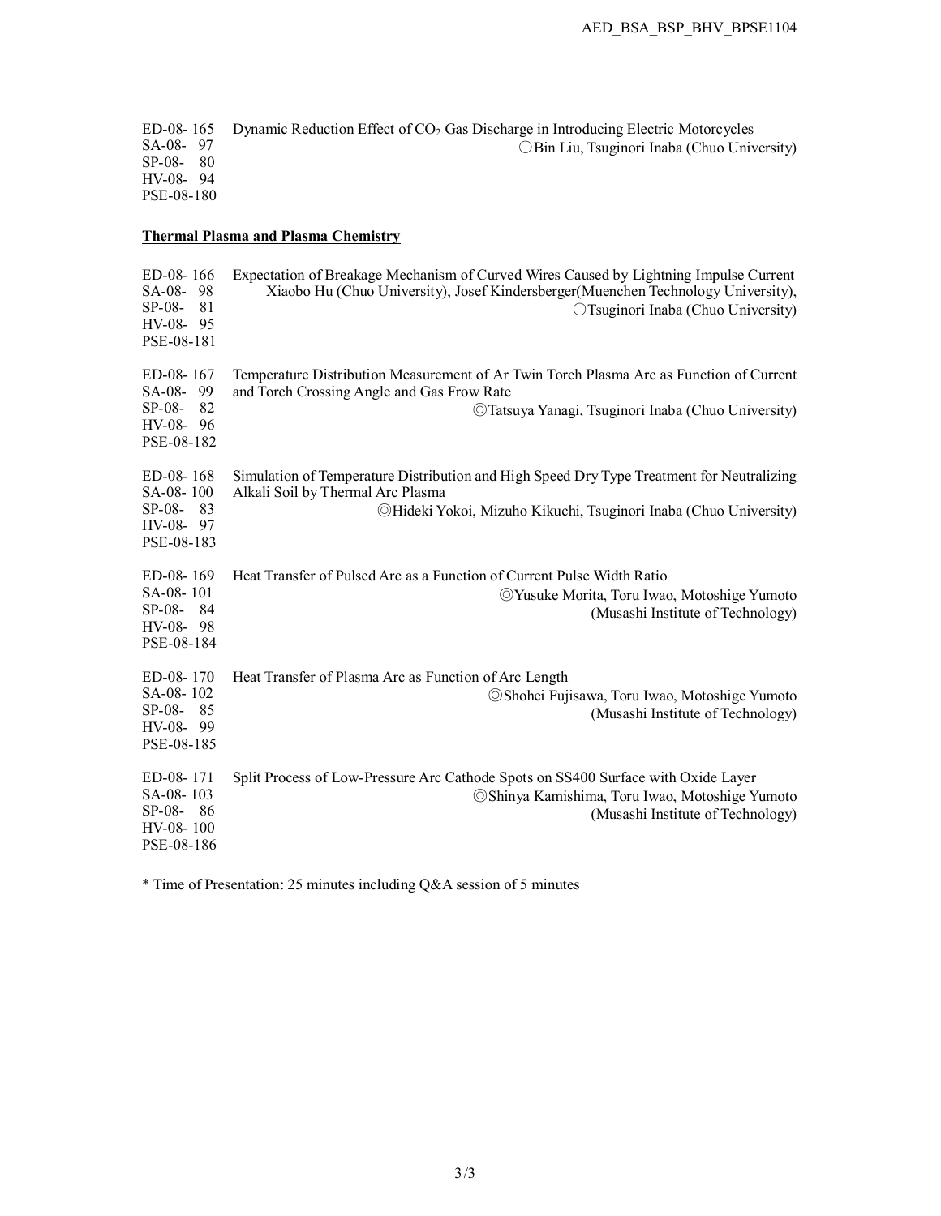ED-08- 165 SA-08- 97 SP-08- 80 HV-08- 94 PSE-08-180

Dynamic Reduction Effect of $CO_2$ Gas Discharge in Introducing Electric Motorcycles
○Bin Liu, Tsuginori Inaba (Chuo University)

**Thermal Plasma and Plasma Chemistry**

ED-08- 166 SA-08- 98 SP-08- 81 HV-08- 95 PSE-08-181

Expectation of Breakage Mechanism of Curved Wires Caused by Lightning Impulse Current
Xiaobo Hu (Chuo University), Josef Kindersberger(Muenchen Technology University), ○Tsuginori Inaba (Chuo University)

ED-08- 167 SA-08- 99 SP-08- 82 HV-08- 96 PSE-08-182

Temperature Distribution Measurement of Ar Twin Torch Plasma Arc as Function of Current and Torch Crossing Angle and Gas Frow Rate
◎Tatsuya Yanagi, Tsuginori Inaba (Chuo University)

ED-08- 168 SA-08- 100 SP-08- 83 HV-08- 97 PSE-08-183

Simulation of Temperature Distribution and High Speed Dry Type Treatment for Neutralizing Alkali Soil by Thermal Arc Plasma
◎Hideki Yokoi, Mizuho Kikuchi, Tsuginori Inaba (Chuo University)

ED-08- 169 SA-08- 101 SP-08- 84 HV-08- 98 PSE-08-184

Heat Transfer of Pulsed Arc as a Function of Current Pulse Width Ratio
◎Yusuke Morita, Toru Iwao, Motoshige Yumoto (Musashi Institute of Technology)

ED-08- 170 SA-08- 102 SP-08- 85 HV-08- 99 PSE-08-185

Heat Transfer of Plasma Arc as Function of Arc Length
◎Shohei Fujisawa, Toru Iwao, Motoshige Yumoto (Musashi Institute of Technology)

ED-08- 171 SA-08- 103 SP-08- 86 HV-08- 100 PSE-08-186

Split Process of Low-Pressure Arc Cathode Spots on SS400 Surface with Oxide Layer
◎Shinya Kamishima, Toru Iwao, Motoshige Yumoto (Musashi Institute of Technology)

* Time of Presentation: 25 minutes including Q&A session of 5 minutes